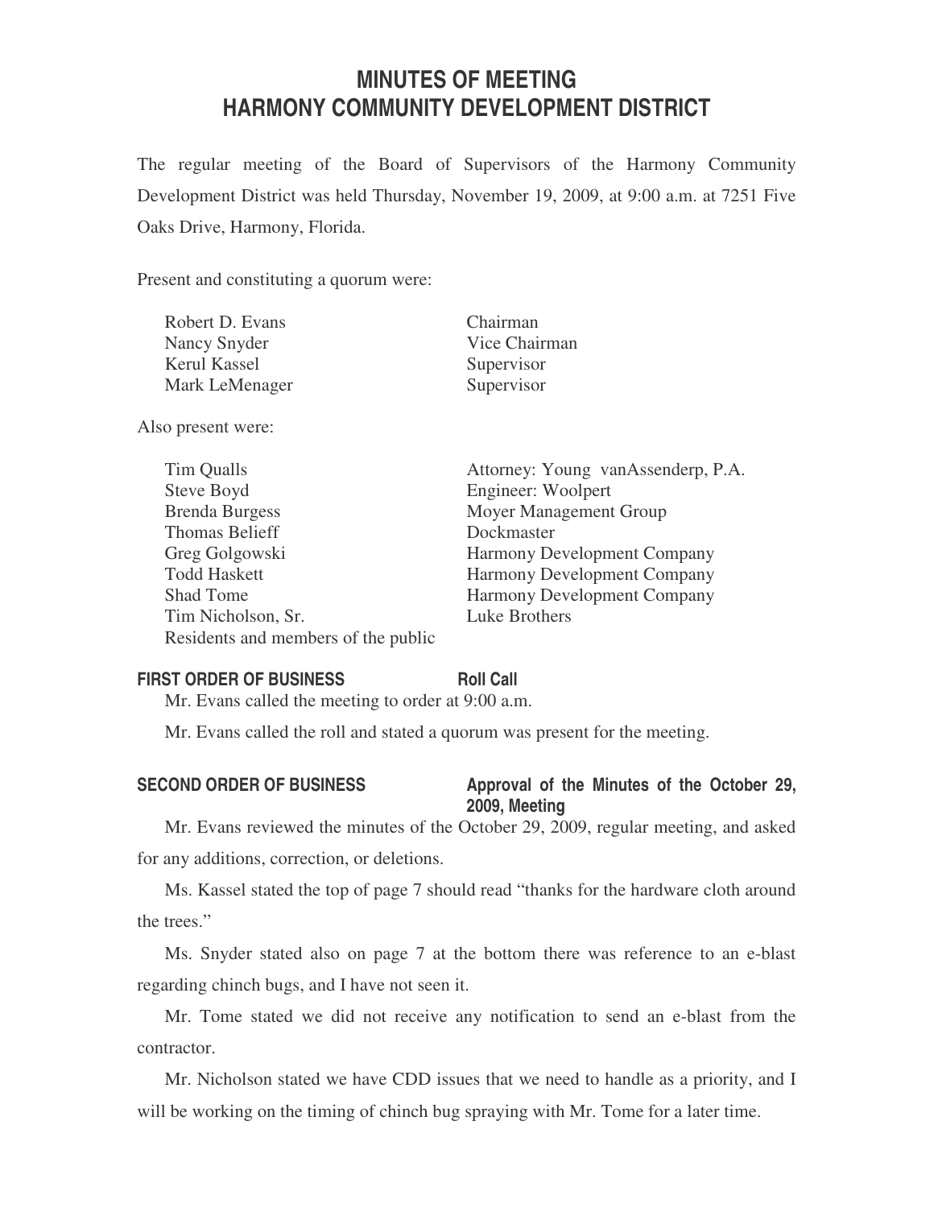# MINUTES OF MEETING
# HARMONY COMMUNITY DEVELOPMENT DISTRICT

The regular meeting of the Board of Supervisors of the Harmony Community Development District was held Thursday, November 19, 2009, at 9:00 a.m. at 7251 Five Oaks Drive, Harmony, Florida.

Present and constituting a quorum were:

| | |
|---|---|
| Robert D. Evans | Chairman |
| Nancy Snyder | Vice Chairman |
| Kerul Kassel | Supervisor |
| Mark LeMenager | Supervisor |

Also present were:

| | |
|---|---|
| Tim Qualls | Attorney: Young vanAssenderp, P.A. |
| Steve Boyd | Engineer: Woolpert |
| Brenda Burgess | Moyer Management Group |
| Thomas Belieff | Dockmaster |
| Greg Golgowski | Harmony Development Company |
| Todd Haskett | Harmony Development Company |
| Shad Tome | Harmony Development Company |
| Tim Nicholson, Sr. | Luke Brothers |
| Residents and members of the public | |

**FIRST ORDER OF BUSINESS** **Roll Call**

Mr. Evans called the meeting to order at 9:00 a.m.

Mr. Evans called the roll and stated a quorum was present for the meeting.

**SECOND ORDER OF BUSINESS** **Approval of the Minutes of the October 29, 2009, Meeting**

Mr. Evans reviewed the minutes of the October 29, 2009, regular meeting, and asked for any additions, correction, or deletions.

Ms. Kassel stated the top of page 7 should read "thanks for the hardware cloth around the trees."

Ms. Snyder stated also on page 7 at the bottom there was reference to an e-blast regarding chinch bugs, and I have not seen it.

Mr. Tome stated we did not receive any notification to send an e-blast from the contractor.

Mr. Nicholson stated we have CDD issues that we need to handle as a priority, and I will be working on the timing of chinch bug spraying with Mr. Tome for a later time.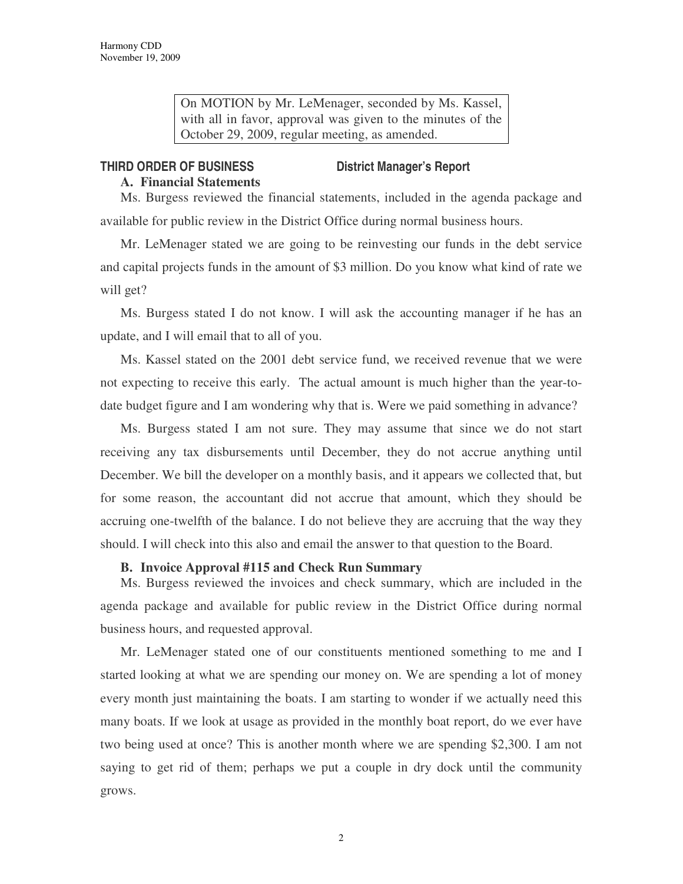On MOTION by Mr. LeMenager, seconded by Ms. Kassel, with all in favor, approval was given to the minutes of the October 29, 2009, regular meeting, as amended.

## THIRD ORDER OF BUSINESS District Manager's Report

### A. Financial Statements

Ms. Burgess reviewed the financial statements, included in the agenda package and available for public review in the District Office during normal business hours.

Mr. LeMenager stated we are going to be reinvesting our funds in the debt service and capital projects funds in the amount of $3 million. Do you know what kind of rate we will get?

Ms. Burgess stated I do not know. I will ask the accounting manager if he has an update, and I will email that to all of you.

Ms. Kassel stated on the 2001 debt service fund, we received revenue that we were not expecting to receive this early. The actual amount is much higher than the year-to-date budget figure and I am wondering why that is. Were we paid something in advance?

Ms. Burgess stated I am not sure. They may assume that since we do not start receiving any tax disbursements until December, they do not accrue anything until December. We bill the developer on a monthly basis, and it appears we collected that, but for some reason, the accountant did not accrue that amount, which they should be accruing one-twelfth of the balance. I do not believe they are accruing that the way they should. I will check into this also and email the answer to that question to the Board.

### B. Invoice Approval #115 and Check Run Summary

Ms. Burgess reviewed the invoices and check summary, which are included in the agenda package and available for public review in the District Office during normal business hours, and requested approval.

Mr. LeMenager stated one of our constituents mentioned something to me and I started looking at what we are spending our money on. We are spending a lot of money every month just maintaining the boats. I am starting to wonder if we actually need this many boats. If we look at usage as provided in the monthly boat report, do we ever have two being used at once? This is another month where we are spending $2,300. I am not saying to get rid of them; perhaps we put a couple in dry dock until the community grows.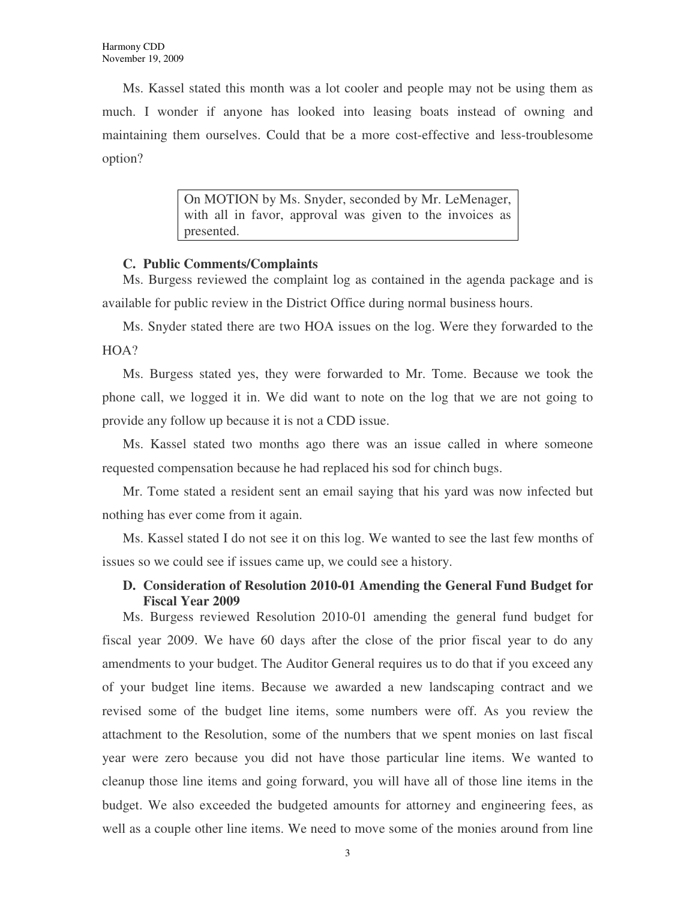Ms. Kassel stated this month was a lot cooler and people may not be using them as much. I wonder if anyone has looked into leasing boats instead of owning and maintaining them ourselves. Could that be a more cost-effective and less-troublesome option?

> On MOTION by Ms. Snyder, seconded by Mr. LeMenager, with all in favor, approval was given to the invoices as presented.

**C. Public Comments/Complaints**

Ms. Burgess reviewed the complaint log as contained in the agenda package and is available for public review in the District Office during normal business hours.

Ms. Snyder stated there are two HOA issues on the log. Were they forwarded to the HOA?

Ms. Burgess stated yes, they were forwarded to Mr. Tome. Because we took the phone call, we logged it in. We did want to note on the log that we are not going to provide any follow up because it is not a CDD issue.

Ms. Kassel stated two months ago there was an issue called in where someone requested compensation because he had replaced his sod for chinch bugs.

Mr. Tome stated a resident sent an email saying that his yard was now infected but nothing has ever come from it again.

Ms. Kassel stated I do not see it on this log. We wanted to see the last few months of issues so we could see if issues came up, we could see a history.

**D. Consideration of Resolution 2010-01 Amending the General Fund Budget for Fiscal Year 2009**

Ms. Burgess reviewed Resolution 2010-01 amending the general fund budget for fiscal year 2009. We have 60 days after the close of the prior fiscal year to do any amendments to your budget. The Auditor General requires us to do that if you exceed any of your budget line items. Because we awarded a new landscaping contract and we revised some of the budget line items, some numbers were off. As you review the attachment to the Resolution, some of the numbers that we spent monies on last fiscal year were zero because you did not have those particular line items. We wanted to cleanup those line items and going forward, you will have all of those line items in the budget. We also exceeded the budgeted amounts for attorney and engineering fees, as well as a couple other line items. We need to move some of the monies around from line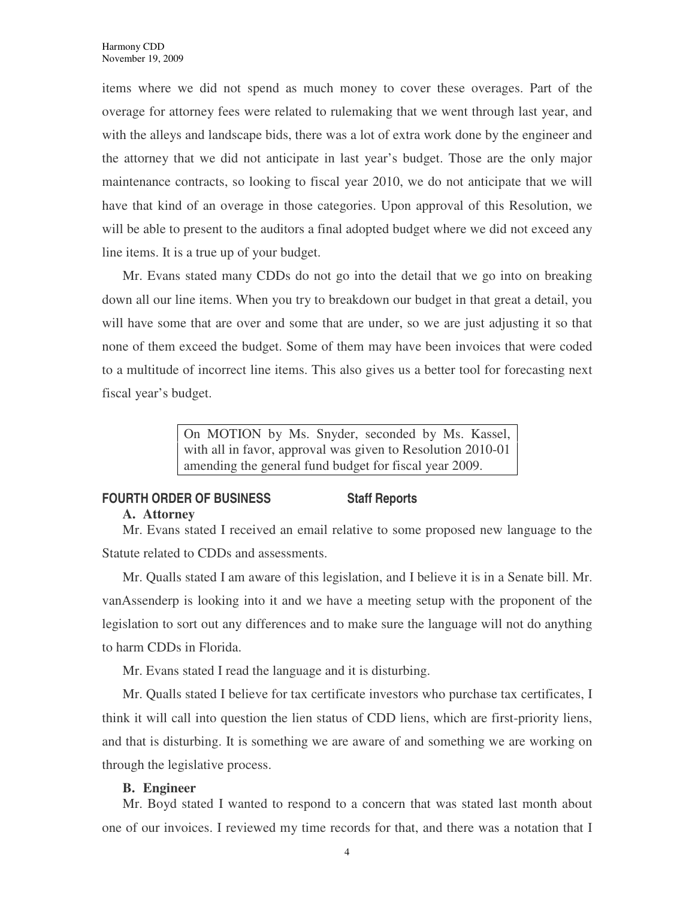items where we did not spend as much money to cover these overages. Part of the overage for attorney fees were related to rulemaking that we went through last year, and with the alleys and landscape bids, there was a lot of extra work done by the engineer and the attorney that we did not anticipate in last year's budget. Those are the only major maintenance contracts, so looking to fiscal year 2010, we do not anticipate that we will have that kind of an overage in those categories. Upon approval of this Resolution, we will be able to present to the auditors a final adopted budget where we did not exceed any line items. It is a true up of your budget.

Mr. Evans stated many CDDs do not go into the detail that we go into on breaking down all our line items. When you try to breakdown our budget in that great a detail, you will have some that are over and some that are under, so we are just adjusting it so that none of them exceed the budget. Some of them may have been invoices that were coded to a multitude of incorrect line items. This also gives us a better tool for forecasting next fiscal year's budget.

> On MOTION by Ms. Snyder, seconded by Ms. Kassel, with all in favor, approval was given to Resolution 2010-01 amending the general fund budget for fiscal year 2009.

**FOURTH ORDER OF BUSINESS Staff Reports**

**A. Attorney**

Mr. Evans stated I received an email relative to some proposed new language to the Statute related to CDDs and assessments.

Mr. Qualls stated I am aware of this legislation, and I believe it is in a Senate bill. Mr. vanAssenderp is looking into it and we have a meeting setup with the proponent of the legislation to sort out any differences and to make sure the language will not do anything to harm CDDs in Florida.

Mr. Evans stated I read the language and it is disturbing.

Mr. Qualls stated I believe for tax certificate investors who purchase tax certificates, I think it will call into question the lien status of CDD liens, which are first-priority liens, and that is disturbing. It is something we are aware of and something we are working on through the legislative process.

**B. Engineer**

Mr. Boyd stated I wanted to respond to a concern that was stated last month about one of our invoices. I reviewed my time records for that, and there was a notation that I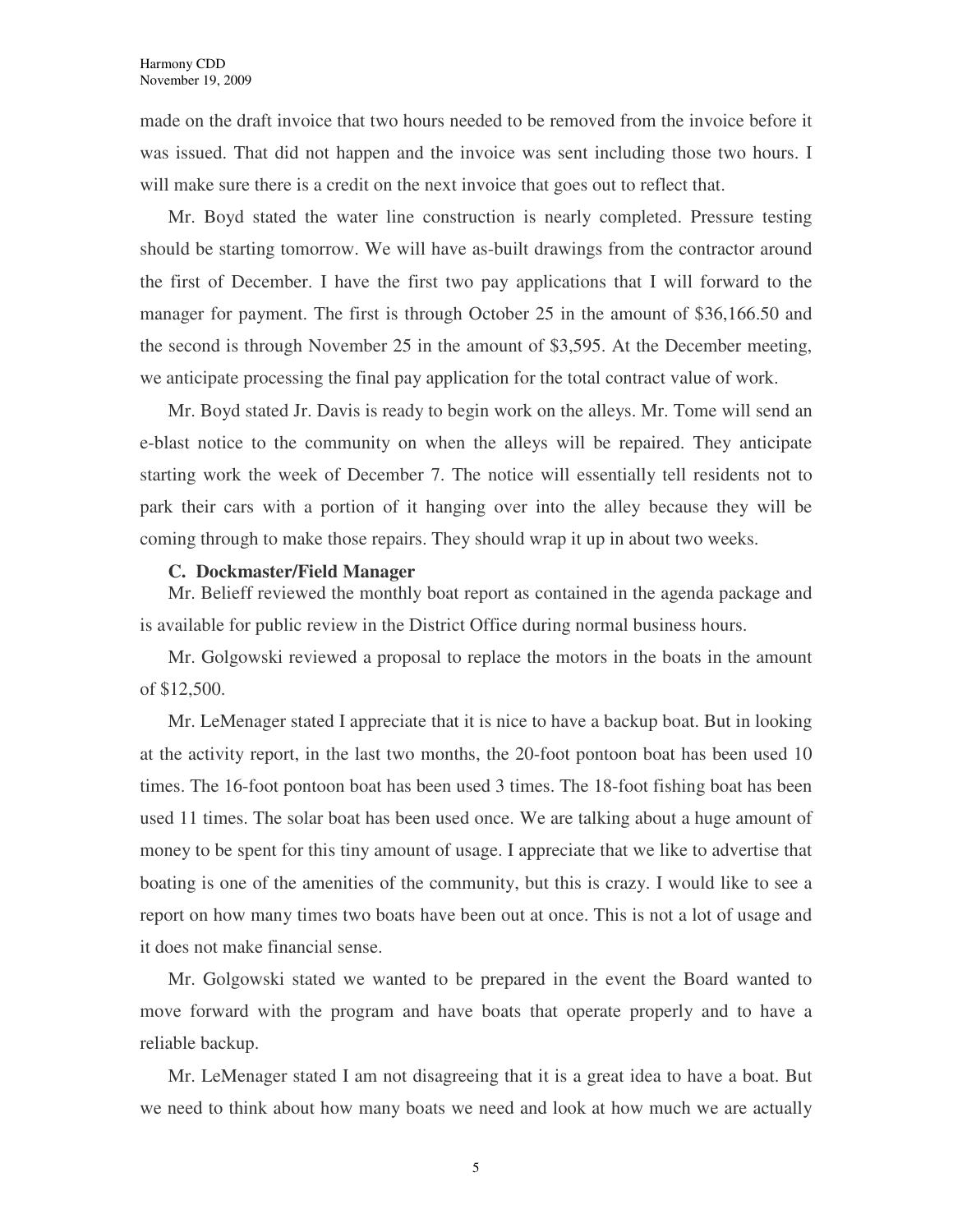made on the draft invoice that two hours needed to be removed from the invoice before it was issued. That did not happen and the invoice was sent including those two hours. I will make sure there is a credit on the next invoice that goes out to reflect that.

Mr. Boyd stated the water line construction is nearly completed. Pressure testing should be starting tomorrow. We will have as-built drawings from the contractor around the first of December. I have the first two pay applications that I will forward to the manager for payment. The first is through October 25 in the amount of $36,166.50 and the second is through November 25 in the amount of $3,595. At the December meeting, we anticipate processing the final pay application for the total contract value of work.

Mr. Boyd stated Jr. Davis is ready to begin work on the alleys. Mr. Tome will send an e-blast notice to the community on when the alleys will be repaired. They anticipate starting work the week of December 7. The notice will essentially tell residents not to park their cars with a portion of it hanging over into the alley because they will be coming through to make those repairs. They should wrap it up in about two weeks.

**C. Dockmaster/Field Manager**

Mr. Belieff reviewed the monthly boat report as contained in the agenda package and is available for public review in the District Office during normal business hours.

Mr. Golgowski reviewed a proposal to replace the motors in the boats in the amount of $12,500.

Mr. LeMenager stated I appreciate that it is nice to have a backup boat. But in looking at the activity report, in the last two months, the 20-foot pontoon boat has been used 10 times. The 16-foot pontoon boat has been used 3 times. The 18-foot fishing boat has been used 11 times. The solar boat has been used once. We are talking about a huge amount of money to be spent for this tiny amount of usage. I appreciate that we like to advertise that boating is one of the amenities of the community, but this is crazy. I would like to see a report on how many times two boats have been out at once. This is not a lot of usage and it does not make financial sense.

Mr. Golgowski stated we wanted to be prepared in the event the Board wanted to move forward with the program and have boats that operate properly and to have a reliable backup.

Mr. LeMenager stated I am not disagreeing that it is a great idea to have a boat. But we need to think about how many boats we need and look at how much we are actually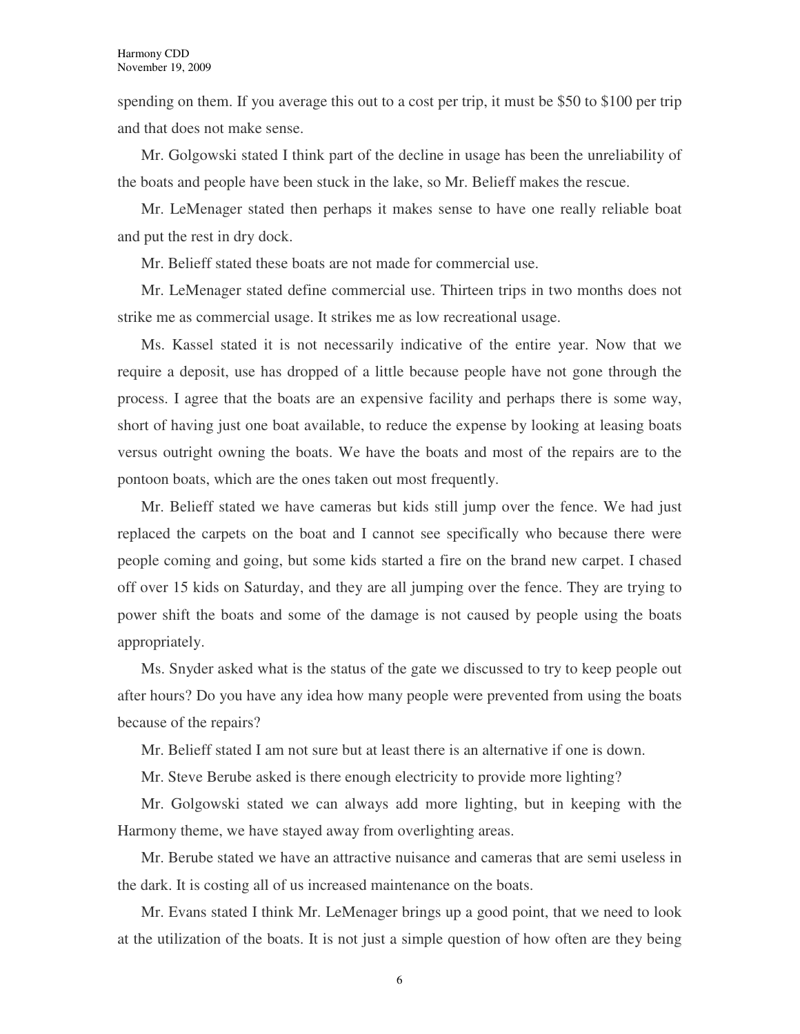spending on them. If you average this out to a cost per trip, it must be $50 to $100 per trip and that does not make sense.

Mr. Golgowski stated I think part of the decline in usage has been the unreliability of the boats and people have been stuck in the lake, so Mr. Belieff makes the rescue.

Mr. LeMenager stated then perhaps it makes sense to have one really reliable boat and put the rest in dry dock.

Mr. Belieff stated these boats are not made for commercial use.

Mr. LeMenager stated define commercial use. Thirteen trips in two months does not strike me as commercial usage. It strikes me as low recreational usage.

Ms. Kassel stated it is not necessarily indicative of the entire year. Now that we require a deposit, use has dropped of a little because people have not gone through the process. I agree that the boats are an expensive facility and perhaps there is some way, short of having just one boat available, to reduce the expense by looking at leasing boats versus outright owning the boats. We have the boats and most of the repairs are to the pontoon boats, which are the ones taken out most frequently.

Mr. Belieff stated we have cameras but kids still jump over the fence. We had just replaced the carpets on the boat and I cannot see specifically who because there were people coming and going, but some kids started a fire on the brand new carpet. I chased off over 15 kids on Saturday, and they are all jumping over the fence. They are trying to power shift the boats and some of the damage is not caused by people using the boats appropriately.

Ms. Snyder asked what is the status of the gate we discussed to try to keep people out after hours? Do you have any idea how many people were prevented from using the boats because of the repairs?

Mr. Belieff stated I am not sure but at least there is an alternative if one is down.

Mr. Steve Berube asked is there enough electricity to provide more lighting?

Mr. Golgowski stated we can always add more lighting, but in keeping with the Harmony theme, we have stayed away from overlighting areas.

Mr. Berube stated we have an attractive nuisance and cameras that are semi useless in the dark. It is costing all of us increased maintenance on the boats.

Mr. Evans stated I think Mr. LeMenager brings up a good point, that we need to look at the utilization of the boats. It is not just a simple question of how often are they being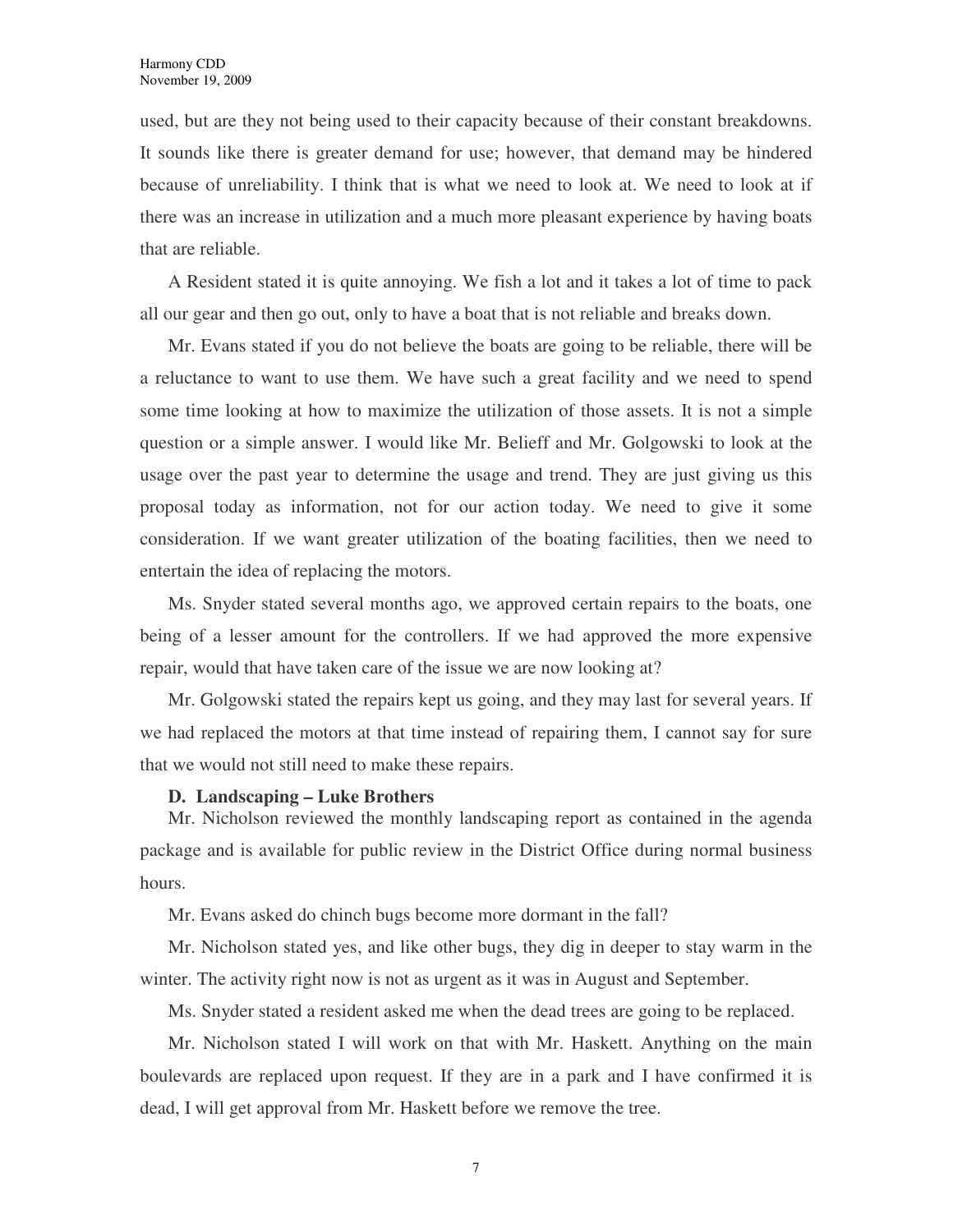used, but are they not being used to their capacity because of their constant breakdowns. It sounds like there is greater demand for use; however, that demand may be hindered because of unreliability. I think that is what we need to look at. We need to look at if there was an increase in utilization and a much more pleasant experience by having boats that are reliable.

A Resident stated it is quite annoying. We fish a lot and it takes a lot of time to pack all our gear and then go out, only to have a boat that is not reliable and breaks down.

Mr. Evans stated if you do not believe the boats are going to be reliable, there will be a reluctance to want to use them. We have such a great facility and we need to spend some time looking at how to maximize the utilization of those assets. It is not a simple question or a simple answer. I would like Mr. Belieff and Mr. Golgowski to look at the usage over the past year to determine the usage and trend. They are just giving us this proposal today as information, not for our action today. We need to give it some consideration. If we want greater utilization of the boating facilities, then we need to entertain the idea of replacing the motors.

Ms. Snyder stated several months ago, we approved certain repairs to the boats, one being of a lesser amount for the controllers. If we had approved the more expensive repair, would that have taken care of the issue we are now looking at?

Mr. Golgowski stated the repairs kept us going, and they may last for several years. If we had replaced the motors at that time instead of repairing them, I cannot say for sure that we would not still need to make these repairs.

**D. Landscaping – Luke Brothers**

Mr. Nicholson reviewed the monthly landscaping report as contained in the agenda package and is available for public review in the District Office during normal business hours.

Mr. Evans asked do chinch bugs become more dormant in the fall?

Mr. Nicholson stated yes, and like other bugs, they dig in deeper to stay warm in the winter. The activity right now is not as urgent as it was in August and September.

Ms. Snyder stated a resident asked me when the dead trees are going to be replaced.

Mr. Nicholson stated I will work on that with Mr. Haskett. Anything on the main boulevards are replaced upon request. If they are in a park and I have confirmed it is dead, I will get approval from Mr. Haskett before we remove the tree.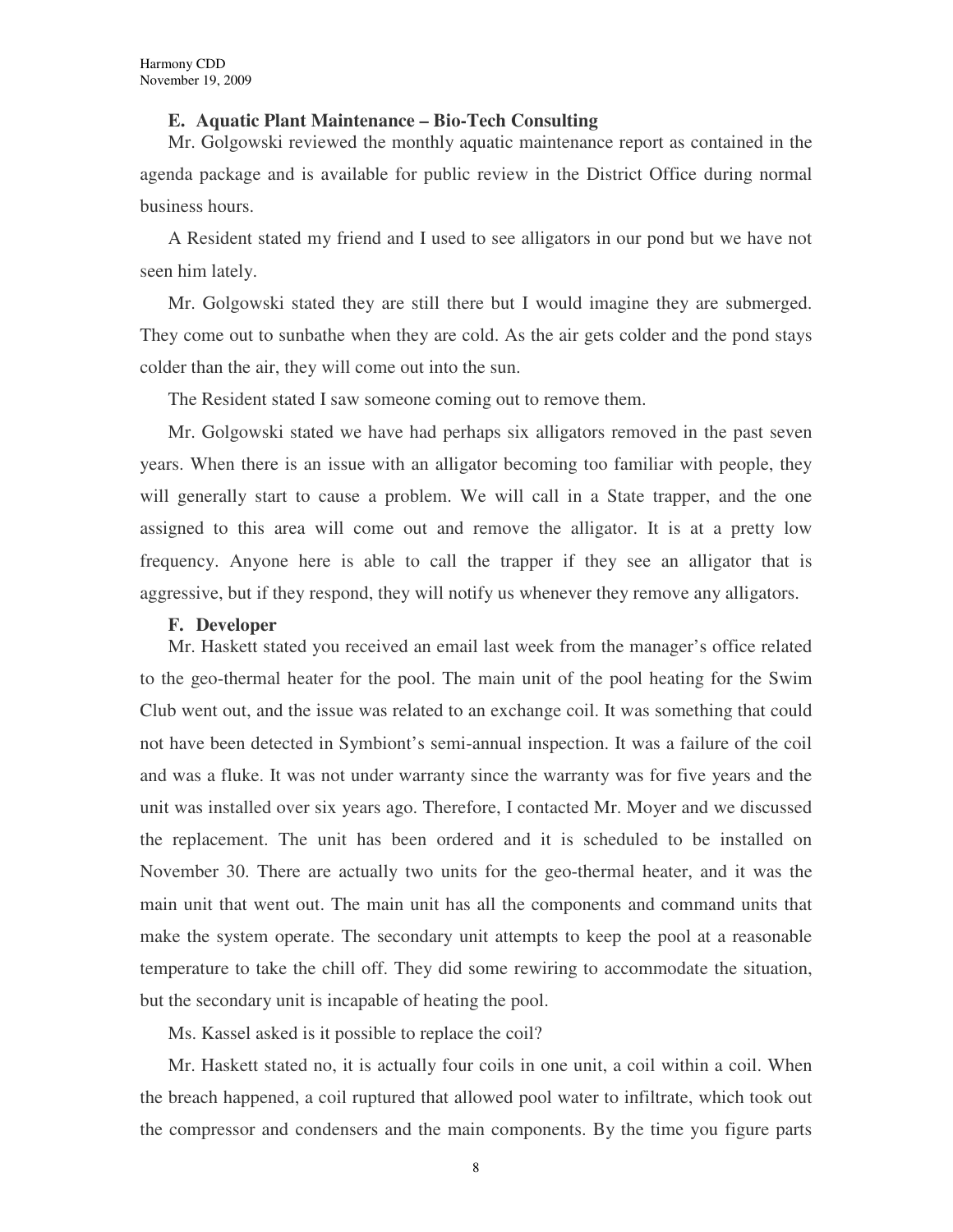### E. Aquatic Plant Maintenance – Bio-Tech Consulting

Mr. Golgowski reviewed the monthly aquatic maintenance report as contained in the agenda package and is available for public review in the District Office during normal business hours.

A Resident stated my friend and I used to see alligators in our pond but we have not seen him lately.

Mr. Golgowski stated they are still there but I would imagine they are submerged. They come out to sunbathe when they are cold. As the air gets colder and the pond stays colder than the air, they will come out into the sun.

The Resident stated I saw someone coming out to remove them.

Mr. Golgowski stated we have had perhaps six alligators removed in the past seven years. When there is an issue with an alligator becoming too familiar with people, they will generally start to cause a problem. We will call in a State trapper, and the one assigned to this area will come out and remove the alligator. It is at a pretty low frequency. Anyone here is able to call the trapper if they see an alligator that is aggressive, but if they respond, they will notify us whenever they remove any alligators.

### F. Developer

Mr. Haskett stated you received an email last week from the manager's office related to the geo-thermal heater for the pool. The main unit of the pool heating for the Swim Club went out, and the issue was related to an exchange coil. It was something that could not have been detected in Symbiont's semi-annual inspection. It was a failure of the coil and was a fluke. It was not under warranty since the warranty was for five years and the unit was installed over six years ago. Therefore, I contacted Mr. Moyer and we discussed the replacement. The unit has been ordered and it is scheduled to be installed on November 30. There are actually two units for the geo-thermal heater, and it was the main unit that went out. The main unit has all the components and command units that make the system operate. The secondary unit attempts to keep the pool at a reasonable temperature to take the chill off. They did some rewiring to accommodate the situation, but the secondary unit is incapable of heating the pool.

Ms. Kassel asked is it possible to replace the coil?

Mr. Haskett stated no, it is actually four coils in one unit, a coil within a coil. When the breach happened, a coil ruptured that allowed pool water to infiltrate, which took out the compressor and condensers and the main components. By the time you figure parts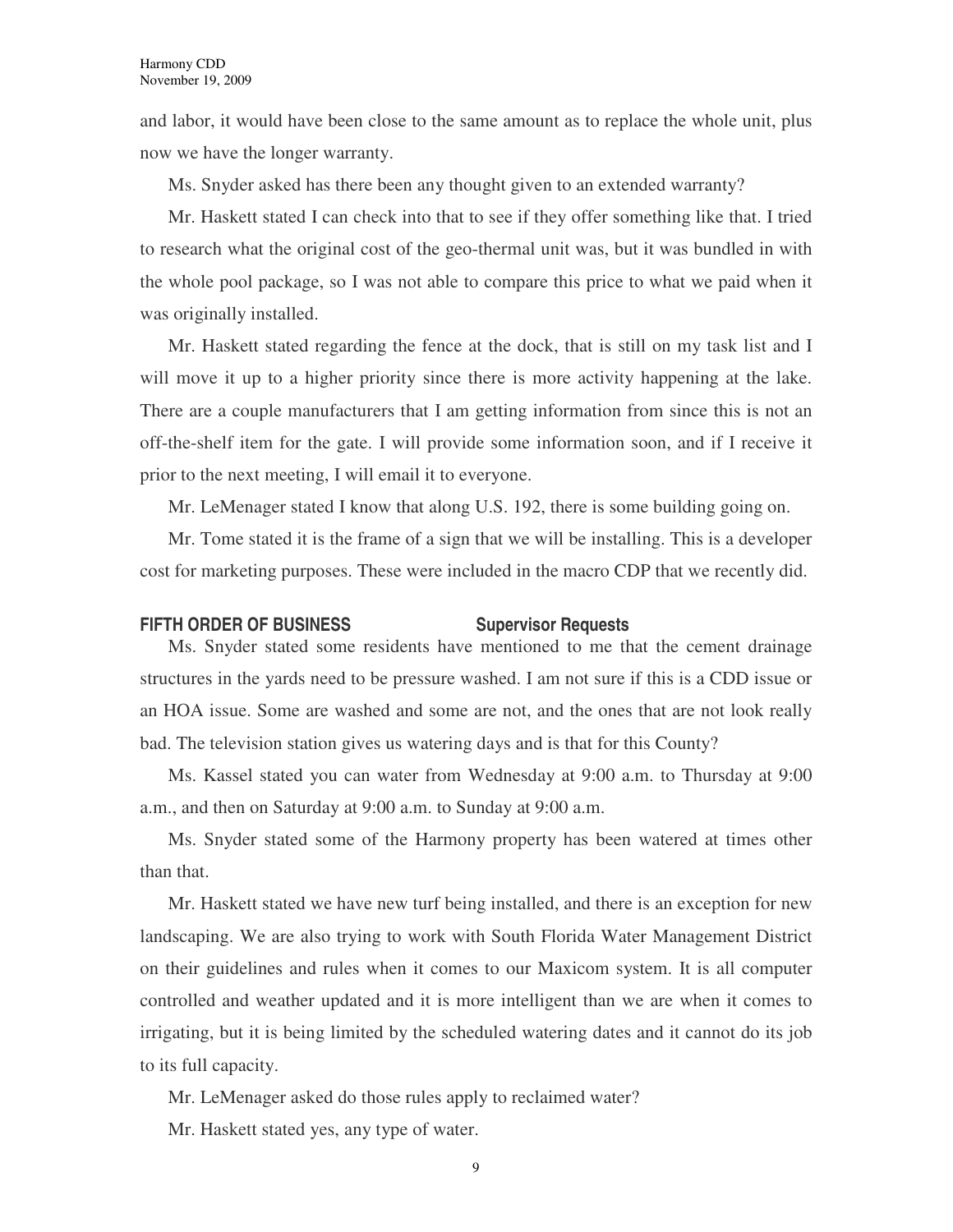and labor, it would have been close to the same amount as to replace the whole unit, plus now we have the longer warranty.

Ms. Snyder asked has there been any thought given to an extended warranty?

Mr. Haskett stated I can check into that to see if they offer something like that. I tried to research what the original cost of the geo-thermal unit was, but it was bundled in with the whole pool package, so I was not able to compare this price to what we paid when it was originally installed.

Mr. Haskett stated regarding the fence at the dock, that is still on my task list and I will move it up to a higher priority since there is more activity happening at the lake. There are a couple manufacturers that I am getting information from since this is not an off-the-shelf item for the gate. I will provide some information soon, and if I receive it prior to the next meeting, I will email it to everyone.

Mr. LeMenager stated I know that along U.S. 192, there is some building going on.

Mr. Tome stated it is the frame of a sign that we will be installing. This is a developer cost for marketing purposes. These were included in the macro CDP that we recently did.

**FIFTH ORDER OF BUSINESS Supervisor Requests**

Ms. Snyder stated some residents have mentioned to me that the cement drainage structures in the yards need to be pressure washed. I am not sure if this is a CDD issue or an HOA issue. Some are washed and some are not, and the ones that are not look really bad. The television station gives us watering days and is that for this County?

Ms. Kassel stated you can water from Wednesday at 9:00 a.m. to Thursday at 9:00 a.m., and then on Saturday at 9:00 a.m. to Sunday at 9:00 a.m.

Ms. Snyder stated some of the Harmony property has been watered at times other than that.

Mr. Haskett stated we have new turf being installed, and there is an exception for new landscaping. We are also trying to work with South Florida Water Management District on their guidelines and rules when it comes to our Maxicom system. It is all computer controlled and weather updated and it is more intelligent than we are when it comes to irrigating, but it is being limited by the scheduled watering dates and it cannot do its job to its full capacity.

Mr. LeMenager asked do those rules apply to reclaimed water?

Mr. Haskett stated yes, any type of water.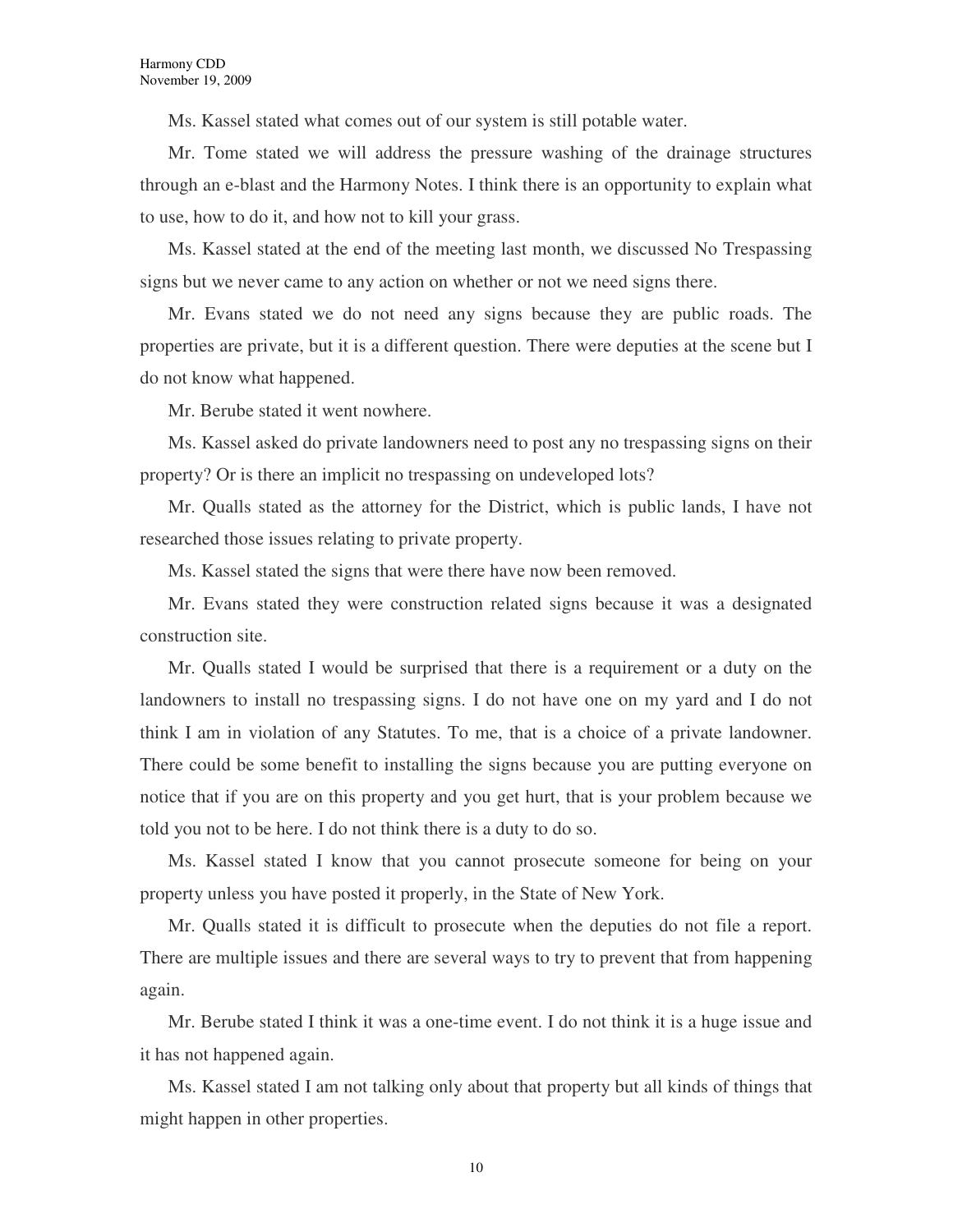Ms. Kassel stated what comes out of our system is still potable water.

Mr. Tome stated we will address the pressure washing of the drainage structures through an e-blast and the Harmony Notes. I think there is an opportunity to explain what to use, how to do it, and how not to kill your grass.

Ms. Kassel stated at the end of the meeting last month, we discussed No Trespassing signs but we never came to any action on whether or not we need signs there.

Mr. Evans stated we do not need any signs because they are public roads. The properties are private, but it is a different question. There were deputies at the scene but I do not know what happened.

Mr. Berube stated it went nowhere.

Ms. Kassel asked do private landowners need to post any no trespassing signs on their property? Or is there an implicit no trespassing on undeveloped lots?

Mr. Qualls stated as the attorney for the District, which is public lands, I have not researched those issues relating to private property.

Ms. Kassel stated the signs that were there have now been removed.

Mr. Evans stated they were construction related signs because it was a designated construction site.

Mr. Qualls stated I would be surprised that there is a requirement or a duty on the landowners to install no trespassing signs. I do not have one on my yard and I do not think I am in violation of any Statutes. To me, that is a choice of a private landowner. There could be some benefit to installing the signs because you are putting everyone on notice that if you are on this property and you get hurt, that is your problem because we told you not to be here. I do not think there is a duty to do so.

Ms. Kassel stated I know that you cannot prosecute someone for being on your property unless you have posted it properly, in the State of New York.

Mr. Qualls stated it is difficult to prosecute when the deputies do not file a report. There are multiple issues and there are several ways to try to prevent that from happening again.

Mr. Berube stated I think it was a one-time event. I do not think it is a huge issue and it has not happened again.

Ms. Kassel stated I am not talking only about that property but all kinds of things that might happen in other properties.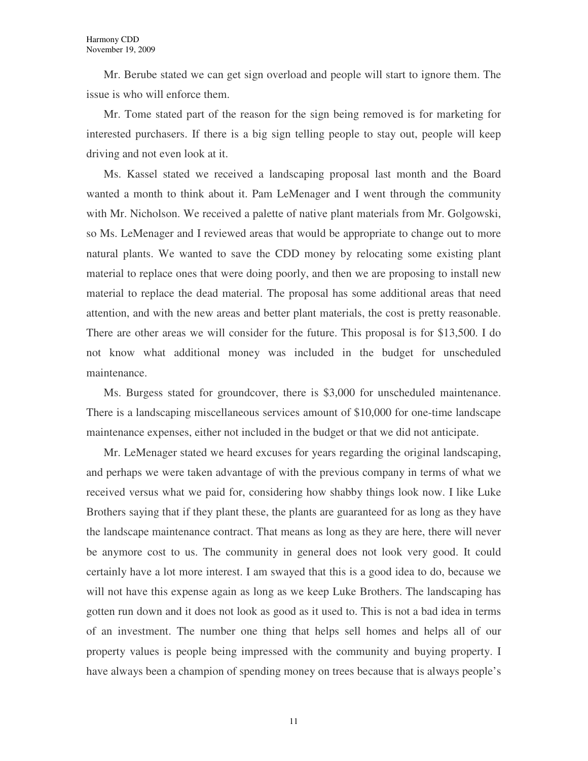Mr. Berube stated we can get sign overload and people will start to ignore them. The issue is who will enforce them.

Mr. Tome stated part of the reason for the sign being removed is for marketing for interested purchasers. If there is a big sign telling people to stay out, people will keep driving and not even look at it.

Ms. Kassel stated we received a landscaping proposal last month and the Board wanted a month to think about it. Pam LeMenager and I went through the community with Mr. Nicholson. We received a palette of native plant materials from Mr. Golgowski, so Ms. LeMenager and I reviewed areas that would be appropriate to change out to more natural plants. We wanted to save the CDD money by relocating some existing plant material to replace ones that were doing poorly, and then we are proposing to install new material to replace the dead material. The proposal has some additional areas that need attention, and with the new areas and better plant materials, the cost is pretty reasonable. There are other areas we will consider for the future. This proposal is for $13,500. I do not know what additional money was included in the budget for unscheduled maintenance.

Ms. Burgess stated for groundcover, there is $3,000 for unscheduled maintenance. There is a landscaping miscellaneous services amount of $10,000 for one-time landscape maintenance expenses, either not included in the budget or that we did not anticipate.

Mr. LeMenager stated we heard excuses for years regarding the original landscaping, and perhaps we were taken advantage of with the previous company in terms of what we received versus what we paid for, considering how shabby things look now. I like Luke Brothers saying that if they plant these, the plants are guaranteed for as long as they have the landscape maintenance contract. That means as long as they are here, there will never be anymore cost to us. The community in general does not look very good. It could certainly have a lot more interest. I am swayed that this is a good idea to do, because we will not have this expense again as long as we keep Luke Brothers. The landscaping has gotten run down and it does not look as good as it used to. This is not a bad idea in terms of an investment. The number one thing that helps sell homes and helps all of our property values is people being impressed with the community and buying property. I have always been a champion of spending money on trees because that is always people's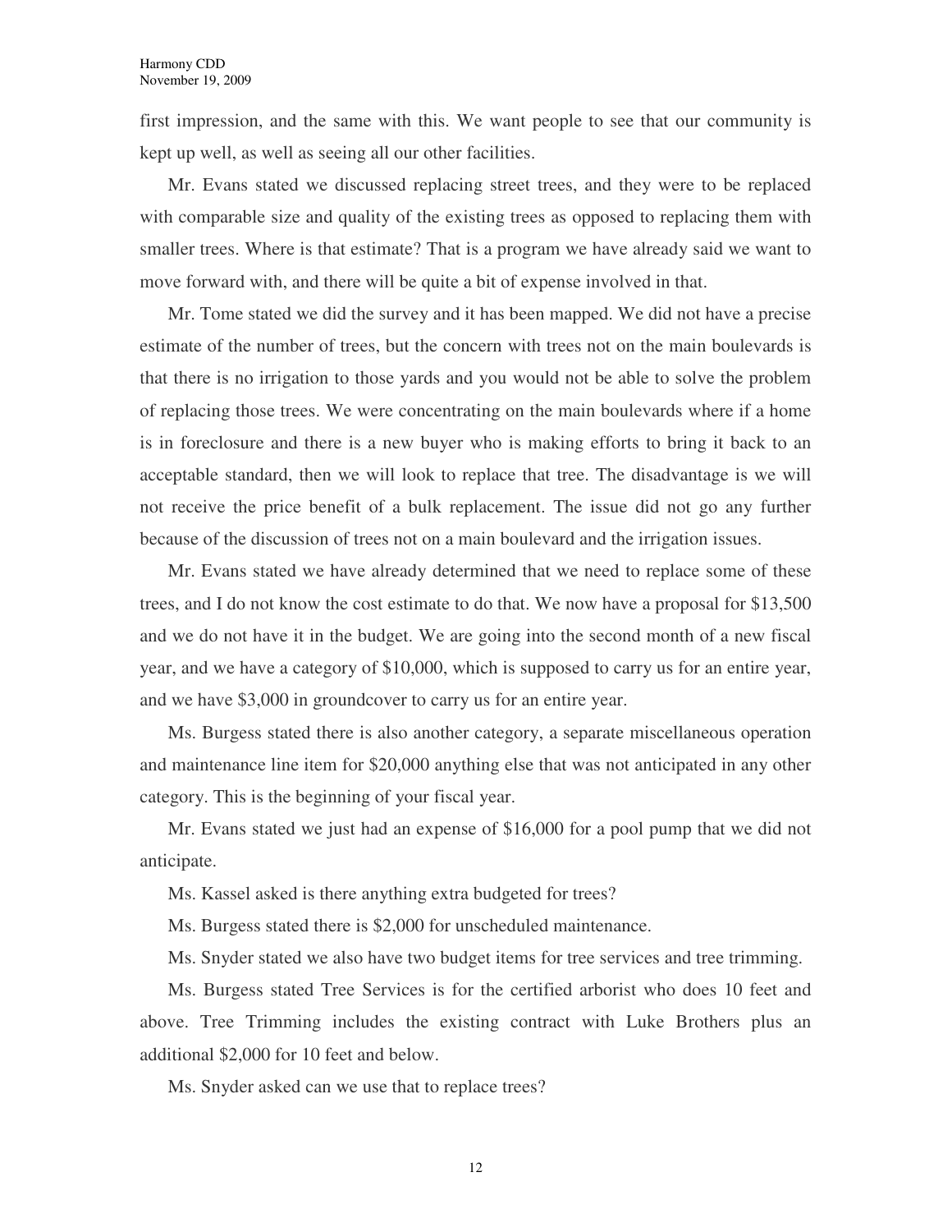first impression, and the same with this. We want people to see that our community is kept up well, as well as seeing all our other facilities.

Mr. Evans stated we discussed replacing street trees, and they were to be replaced with comparable size and quality of the existing trees as opposed to replacing them with smaller trees. Where is that estimate? That is a program we have already said we want to move forward with, and there will be quite a bit of expense involved in that.

Mr. Tome stated we did the survey and it has been mapped. We did not have a precise estimate of the number of trees, but the concern with trees not on the main boulevards is that there is no irrigation to those yards and you would not be able to solve the problem of replacing those trees. We were concentrating on the main boulevards where if a home is in foreclosure and there is a new buyer who is making efforts to bring it back to an acceptable standard, then we will look to replace that tree. The disadvantage is we will not receive the price benefit of a bulk replacement. The issue did not go any further because of the discussion of trees not on a main boulevard and the irrigation issues.

Mr. Evans stated we have already determined that we need to replace some of these trees, and I do not know the cost estimate to do that. We now have a proposal for $13,500 and we do not have it in the budget. We are going into the second month of a new fiscal year, and we have a category of $10,000, which is supposed to carry us for an entire year, and we have $3,000 in groundcover to carry us for an entire year.

Ms. Burgess stated there is also another category, a separate miscellaneous operation and maintenance line item for $20,000 anything else that was not anticipated in any other category. This is the beginning of your fiscal year.

Mr. Evans stated we just had an expense of $16,000 for a pool pump that we did not anticipate.

Ms. Kassel asked is there anything extra budgeted for trees?

Ms. Burgess stated there is $2,000 for unscheduled maintenance.

Ms. Snyder stated we also have two budget items for tree services and tree trimming.

Ms. Burgess stated Tree Services is for the certified arborist who does 10 feet and above. Tree Trimming includes the existing contract with Luke Brothers plus an additional $2,000 for 10 feet and below.

Ms. Snyder asked can we use that to replace trees?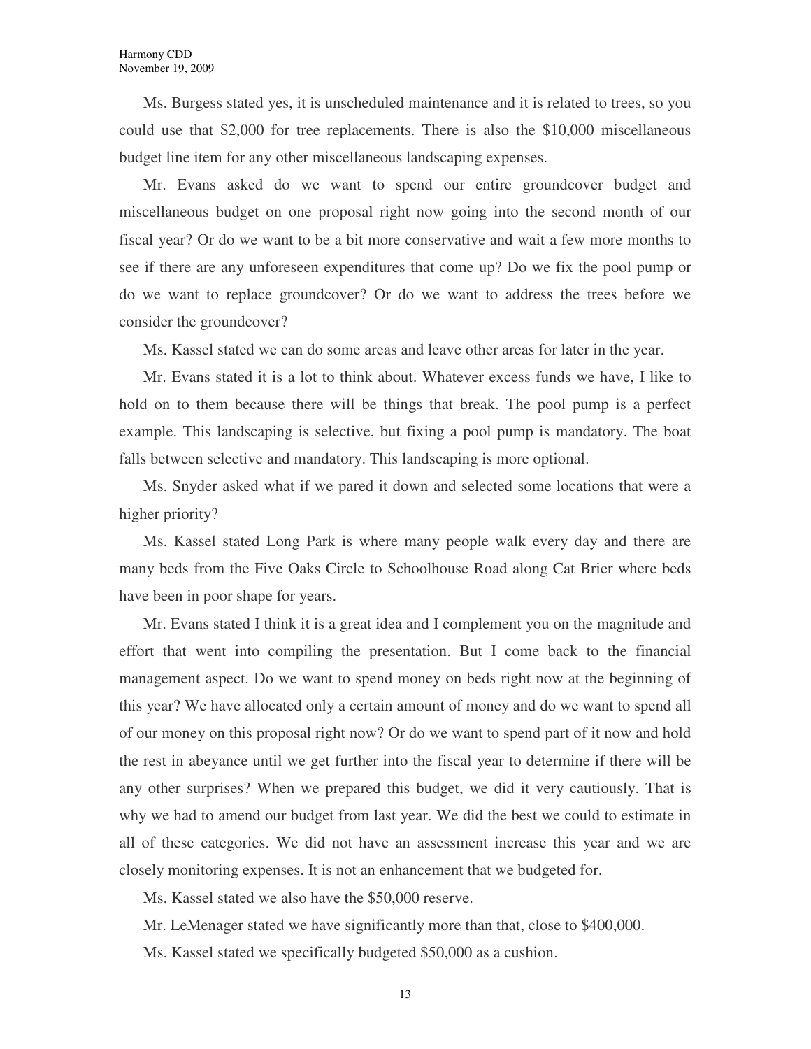Ms. Burgess stated yes, it is unscheduled maintenance and it is related to trees, so you could use that $2,000 for tree replacements. There is also the $10,000 miscellaneous budget line item for any other miscellaneous landscaping expenses.

Mr. Evans asked do we want to spend our entire groundcover budget and miscellaneous budget on one proposal right now going into the second month of our fiscal year? Or do we want to be a bit more conservative and wait a few more months to see if there are any unforeseen expenditures that come up? Do we fix the pool pump or do we want to replace groundcover? Or do we want to address the trees before we consider the groundcover?

Ms. Kassel stated we can do some areas and leave other areas for later in the year.

Mr. Evans stated it is a lot to think about. Whatever excess funds we have, I like to hold on to them because there will be things that break. The pool pump is a perfect example. This landscaping is selective, but fixing a pool pump is mandatory. The boat falls between selective and mandatory. This landscaping is more optional.

Ms. Snyder asked what if we pared it down and selected some locations that were a higher priority?

Ms. Kassel stated Long Park is where many people walk every day and there are many beds from the Five Oaks Circle to Schoolhouse Road along Cat Brier where beds have been in poor shape for years.

Mr. Evans stated I think it is a great idea and I complement you on the magnitude and effort that went into compiling the presentation. But I come back to the financial management aspect. Do we want to spend money on beds right now at the beginning of this year? We have allocated only a certain amount of money and do we want to spend all of our money on this proposal right now? Or do we want to spend part of it now and hold the rest in abeyance until we get further into the fiscal year to determine if there will be any other surprises? When we prepared this budget, we did it very cautiously. That is why we had to amend our budget from last year. We did the best we could to estimate in all of these categories. We did not have an assessment increase this year and we are closely monitoring expenses. It is not an enhancement that we budgeted for.

Ms. Kassel stated we also have the $50,000 reserve.

Mr. LeMenager stated we have significantly more than that, close to $400,000.

Ms. Kassel stated we specifically budgeted $50,000 as a cushion.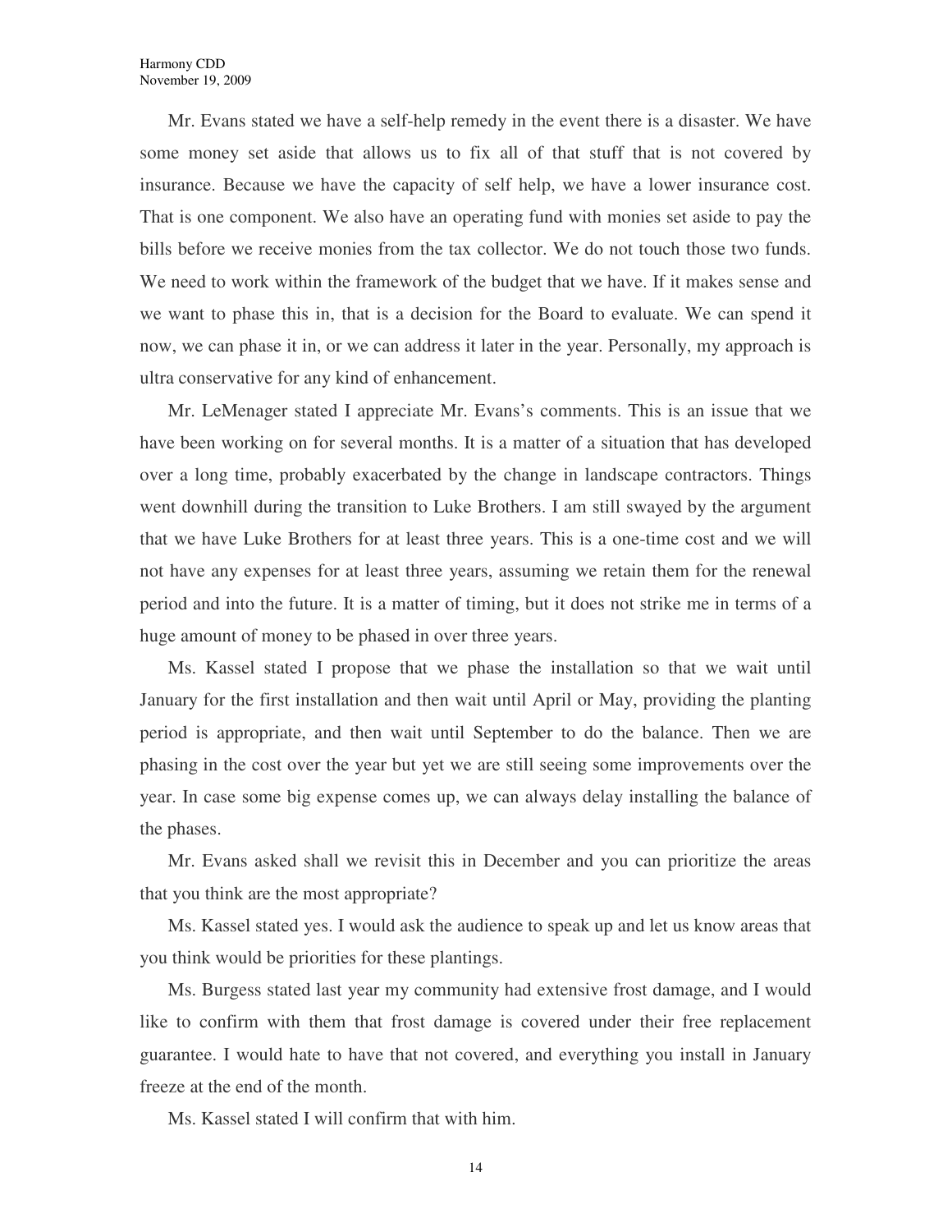Mr. Evans stated we have a self-help remedy in the event there is a disaster. We have some money set aside that allows us to fix all of that stuff that is not covered by insurance. Because we have the capacity of self help, we have a lower insurance cost. That is one component. We also have an operating fund with monies set aside to pay the bills before we receive monies from the tax collector. We do not touch those two funds. We need to work within the framework of the budget that we have. If it makes sense and we want to phase this in, that is a decision for the Board to evaluate. We can spend it now, we can phase it in, or we can address it later in the year. Personally, my approach is ultra conservative for any kind of enhancement.

Mr. LeMenager stated I appreciate Mr. Evans's comments. This is an issue that we have been working on for several months. It is a matter of a situation that has developed over a long time, probably exacerbated by the change in landscape contractors. Things went downhill during the transition to Luke Brothers. I am still swayed by the argument that we have Luke Brothers for at least three years. This is a one-time cost and we will not have any expenses for at least three years, assuming we retain them for the renewal period and into the future. It is a matter of timing, but it does not strike me in terms of a huge amount of money to be phased in over three years.

Ms. Kassel stated I propose that we phase the installation so that we wait until January for the first installation and then wait until April or May, providing the planting period is appropriate, and then wait until September to do the balance. Then we are phasing in the cost over the year but yet we are still seeing some improvements over the year. In case some big expense comes up, we can always delay installing the balance of the phases.

Mr. Evans asked shall we revisit this in December and you can prioritize the areas that you think are the most appropriate?

Ms. Kassel stated yes. I would ask the audience to speak up and let us know areas that you think would be priorities for these plantings.

Ms. Burgess stated last year my community had extensive frost damage, and I would like to confirm with them that frost damage is covered under their free replacement guarantee. I would hate to have that not covered, and everything you install in January freeze at the end of the month.

Ms. Kassel stated I will confirm that with him.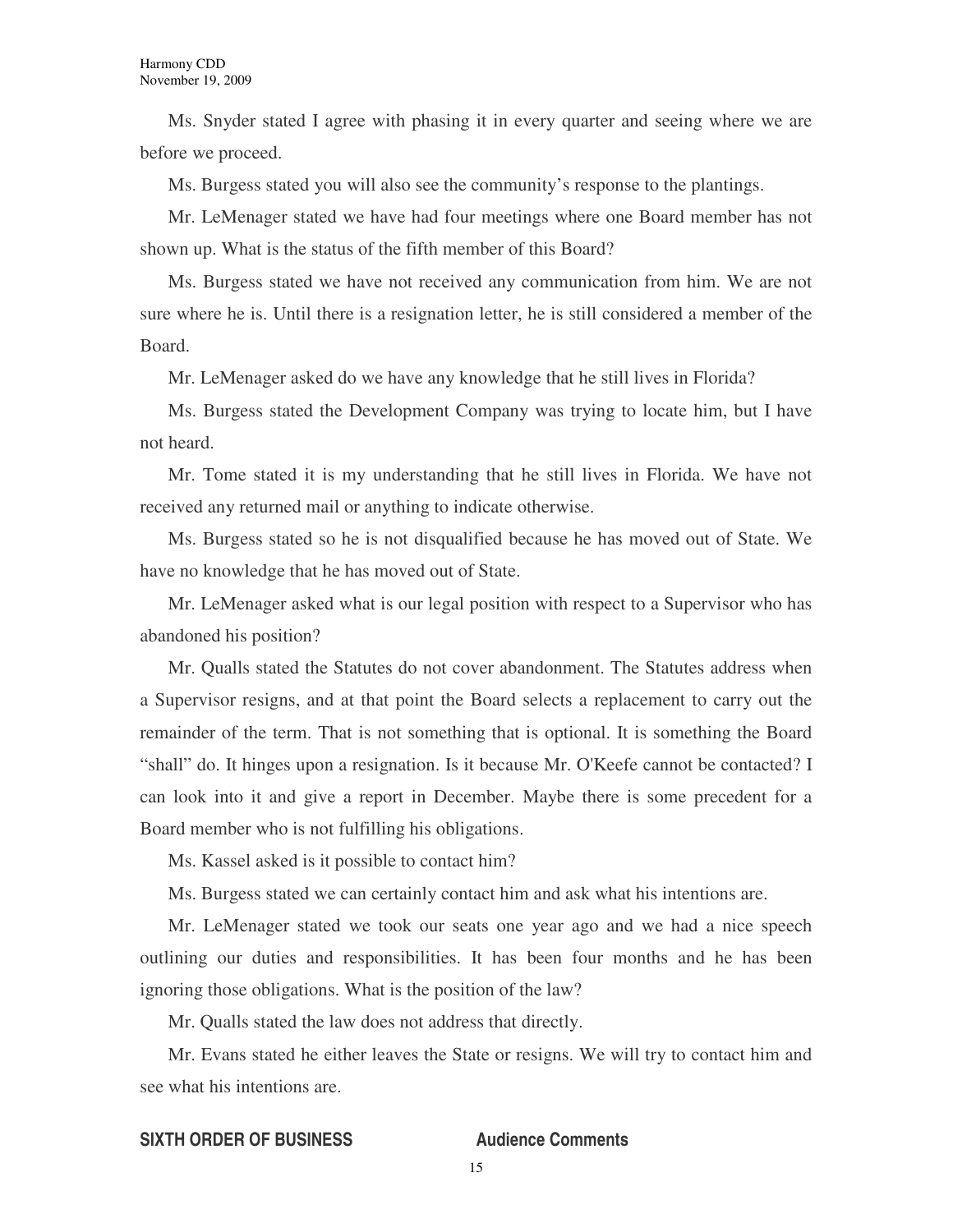Ms. Snyder stated I agree with phasing it in every quarter and seeing where we are before we proceed.

Ms. Burgess stated you will also see the community's response to the plantings.

Mr. LeMenager stated we have had four meetings where one Board member has not shown up. What is the status of the fifth member of this Board?

Ms. Burgess stated we have not received any communication from him. We are not sure where he is. Until there is a resignation letter, he is still considered a member of the Board.

Mr. LeMenager asked do we have any knowledge that he still lives in Florida?

Ms. Burgess stated the Development Company was trying to locate him, but I have not heard.

Mr. Tome stated it is my understanding that he still lives in Florida. We have not received any returned mail or anything to indicate otherwise.

Ms. Burgess stated so he is not disqualified because he has moved out of State. We have no knowledge that he has moved out of State.

Mr. LeMenager asked what is our legal position with respect to a Supervisor who has abandoned his position?

Mr. Qualls stated the Statutes do not cover abandonment. The Statutes address when a Supervisor resigns, and at that point the Board selects a replacement to carry out the remainder of the term. That is not something that is optional. It is something the Board "shall" do. It hinges upon a resignation. Is it because Mr. O'Keefe cannot be contacted? I can look into it and give a report in December. Maybe there is some precedent for a Board member who is not fulfilling his obligations.

Ms. Kassel asked is it possible to contact him?

Ms. Burgess stated we can certainly contact him and ask what his intentions are.

Mr. LeMenager stated we took our seats one year ago and we had a nice speech outlining our duties and responsibilities. It has been four months and he has been ignoring those obligations. What is the position of the law?

Mr. Qualls stated the law does not address that directly.

Mr. Evans stated he either leaves the State or resigns. We will try to contact him and see what his intentions are.

## SIXTH ORDER OF BUSINESS — Audience Comments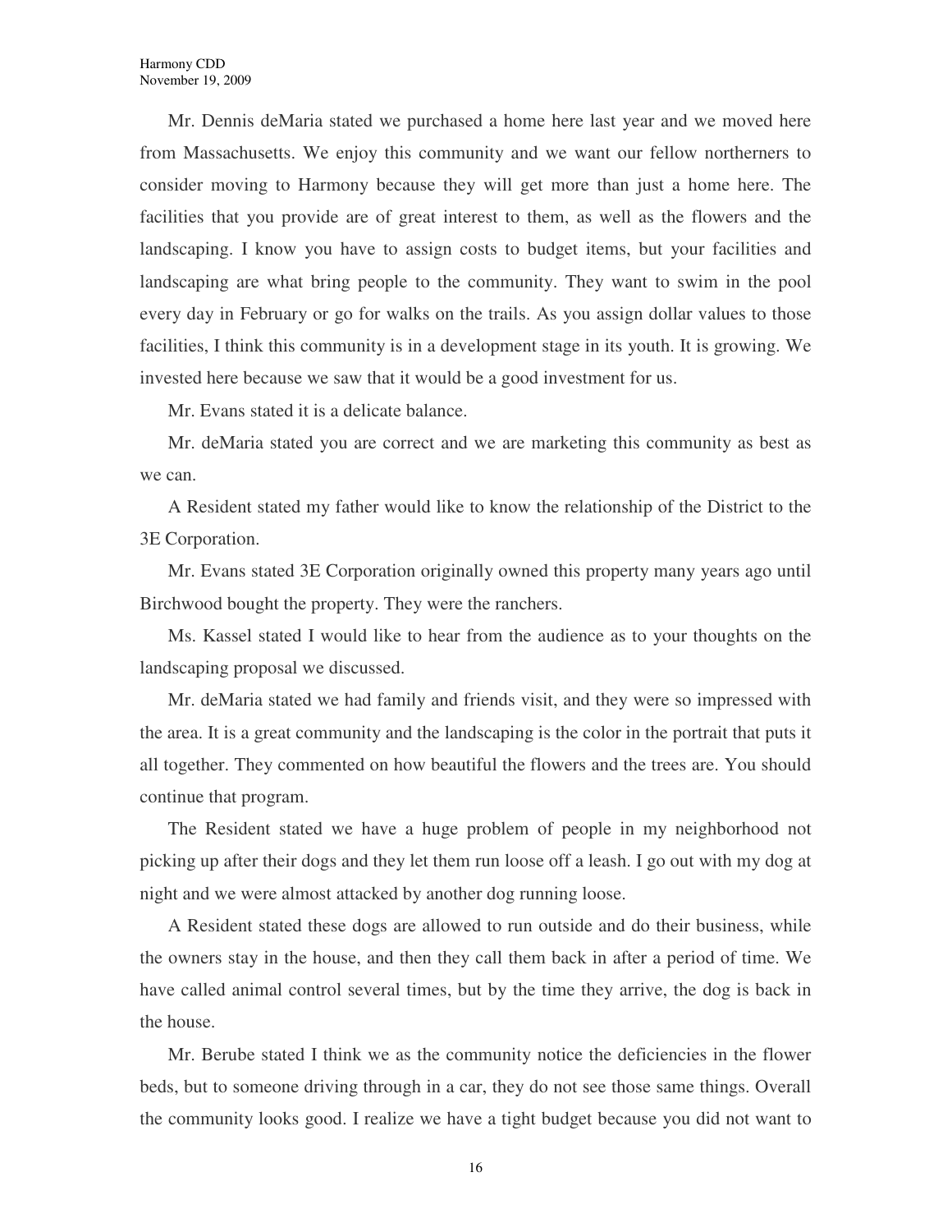Mr. Dennis deMaria stated we purchased a home here last year and we moved here from Massachusetts. We enjoy this community and we want our fellow northerners to consider moving to Harmony because they will get more than just a home here. The facilities that you provide are of great interest to them, as well as the flowers and the landscaping. I know you have to assign costs to budget items, but your facilities and landscaping are what bring people to the community. They want to swim in the pool every day in February or go for walks on the trails. As you assign dollar values to those facilities, I think this community is in a development stage in its youth. It is growing. We invested here because we saw that it would be a good investment for us.

Mr. Evans stated it is a delicate balance.

Mr. deMaria stated you are correct and we are marketing this community as best as we can.

A Resident stated my father would like to know the relationship of the District to the 3E Corporation.

Mr. Evans stated 3E Corporation originally owned this property many years ago until Birchwood bought the property. They were the ranchers.

Ms. Kassel stated I would like to hear from the audience as to your thoughts on the landscaping proposal we discussed.

Mr. deMaria stated we had family and friends visit, and they were so impressed with the area. It is a great community and the landscaping is the color in the portrait that puts it all together. They commented on how beautiful the flowers and the trees are. You should continue that program.

The Resident stated we have a huge problem of people in my neighborhood not picking up after their dogs and they let them run loose off a leash. I go out with my dog at night and we were almost attacked by another dog running loose.

A Resident stated these dogs are allowed to run outside and do their business, while the owners stay in the house, and then they call them back in after a period of time. We have called animal control several times, but by the time they arrive, the dog is back in the house.

Mr. Berube stated I think we as the community notice the deficiencies in the flower beds, but to someone driving through in a car, they do not see those same things. Overall the community looks good. I realize we have a tight budget because you did not want to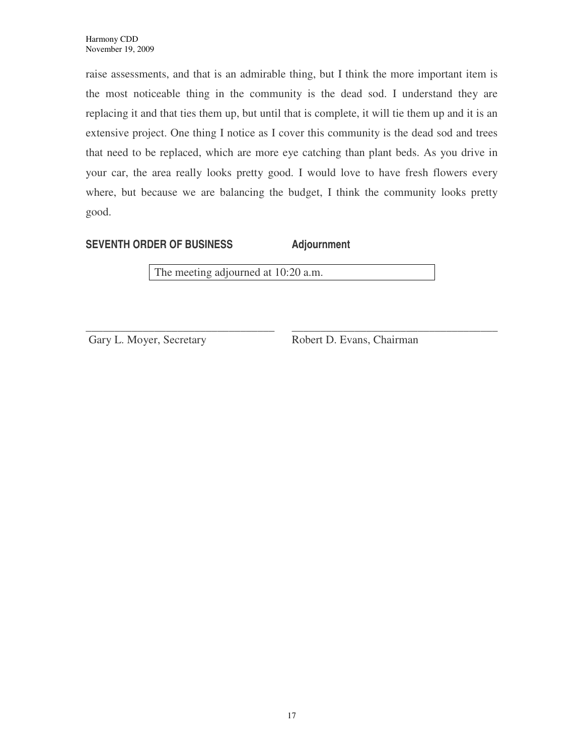raise assessments, and that is an admirable thing, but I think the more important item is the most noticeable thing in the community is the dead sod. I understand they are replacing it and that ties them up, but until that is complete, it will tie them up and it is an extensive project. One thing I notice as I cover this community is the dead sod and trees that need to be replaced, which are more eye catching than plant beds. As you drive in your car, the area really looks pretty good. I would love to have fresh flowers every where, but because we are balancing the budget, I think the community looks pretty good.

**SEVENTH ORDER OF BUSINESS Adjournment**

The meeting adjourned at 10:20 a.m.

\_\_\_\_\_\_\_\_\_\_\_\_\_\_\_\_\_\_\_\_\_\_\_\_\_\_\_\_\_\_\_\_ \_\_\_\_\_\_\_\_\_\_\_\_\_\_\_\_\_\_\_\_\_\_\_\_\_\_\_\_\_\_\_\_\_\_\_

Gary L. Moyer, Secretary Robert D. Evans, Chairman